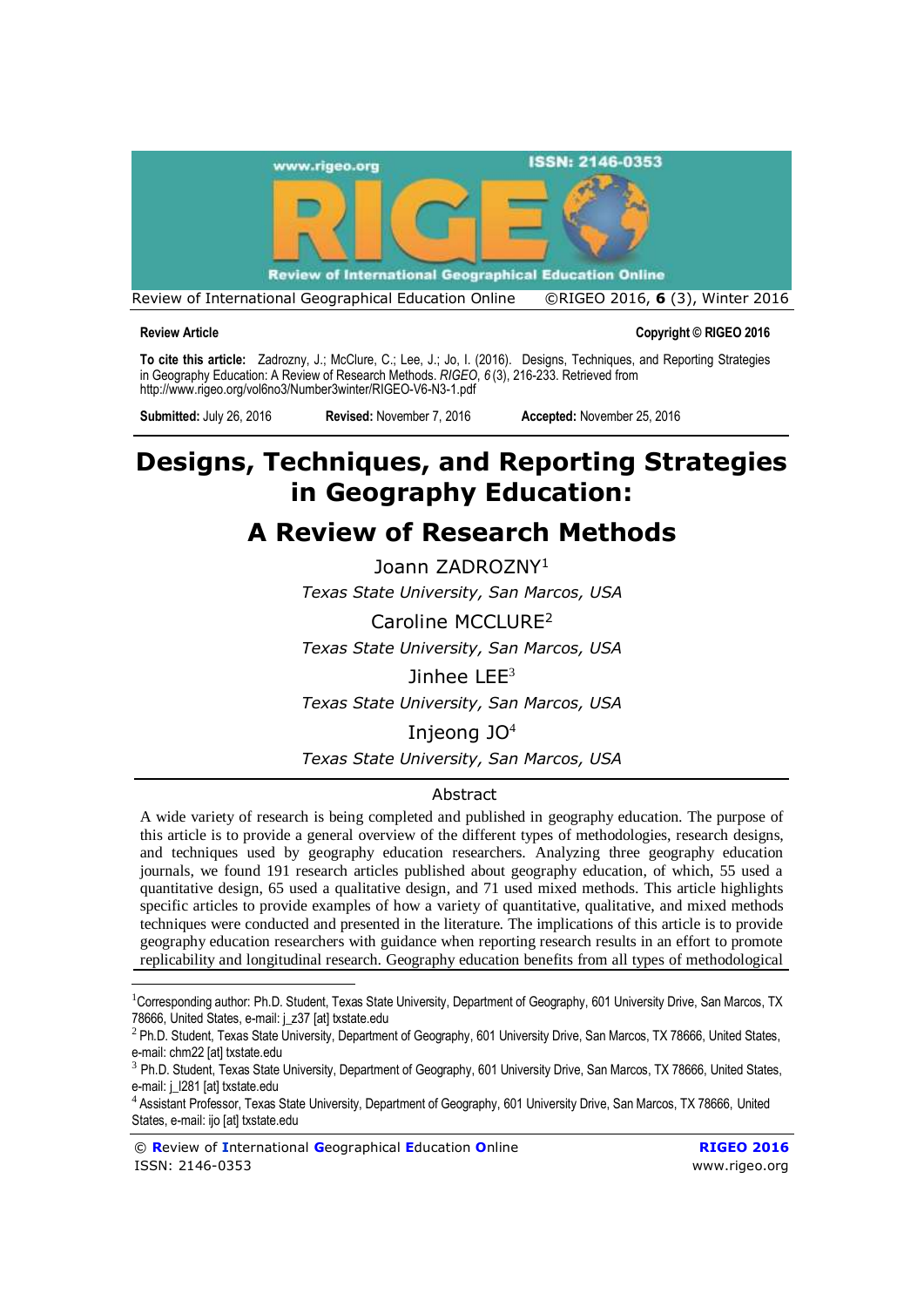**Review Article** **Copyright © RIGEO 2016**

**To cite this article:** Zadrozny, J.; McClure, C.; Lee, J.; Jo, I. (2016). Designs, Techniques, and Reporting Strategies in Geography Education: A Review of Research Methods. *RIGEO, 6* (3), 216-233. Retrieved from http://www.rigeo.org/vol6no3/Number3winter/RIGEO-V6-N3-1.pdf

**Submitted:** July 26, 2016 **Revised:** November 7, 2016 **Accepted:** November 25, 2016

# Designs, Techniques, and Reporting Strategies in Geography Education:

## A Review of Research Methods

Joann ZADROZNY[1]

*Texas State University, San Marcos, USA*

Caroline MCCLURE[2]

*Texas State University, San Marcos, USA*

Jinhee LEE[3]

*Texas State University, San Marcos, USA*

Injeong JO[4]

*Texas State University, San Marcos, USA*

### Abstract

A wide variety of research is being completed and published in geography education. The purpose of this article is to provide a general overview of the different types of methodologies, research designs, and techniques used by geography education researchers. Analyzing three geography education journals, we found 191 research articles published about geography education, of which, 55 used a quantitative design, 65 used a qualitative design, and 71 used mixed methods. This article highlights specific articles to provide examples of how a variety of quantitative, qualitative, and mixed methods techniques were conducted and presented in the literature. The implications of this article is to provide geography education researchers with guidance when reporting research results in an effort to promote replicability and longitudinal research. Geography education benefits from all types of methodological

---

[1]Corresponding author: Ph.D. Student, Texas State University, Department of Geography, 601 University Drive, San Marcos, TX 78666, United States, e-mail: j_z37 [at] txstate.edu

[2] Ph.D. Student, Texas State University, Department of Geography, 601 University Drive, San Marcos, TX 78666, United States, e-mail: chm22 [at] txstate.edu

[3] Ph.D. Student, Texas State University, Department of Geography, 601 University Drive, San Marcos, TX 78666, United States, e-mail: j_l281 [at] txstate.edu

[4] Assistant Professor, Texas State University, Department of Geography, 601 University Drive, San Marcos, TX 78666, United States, e-mail: ijo [at] txstate.edu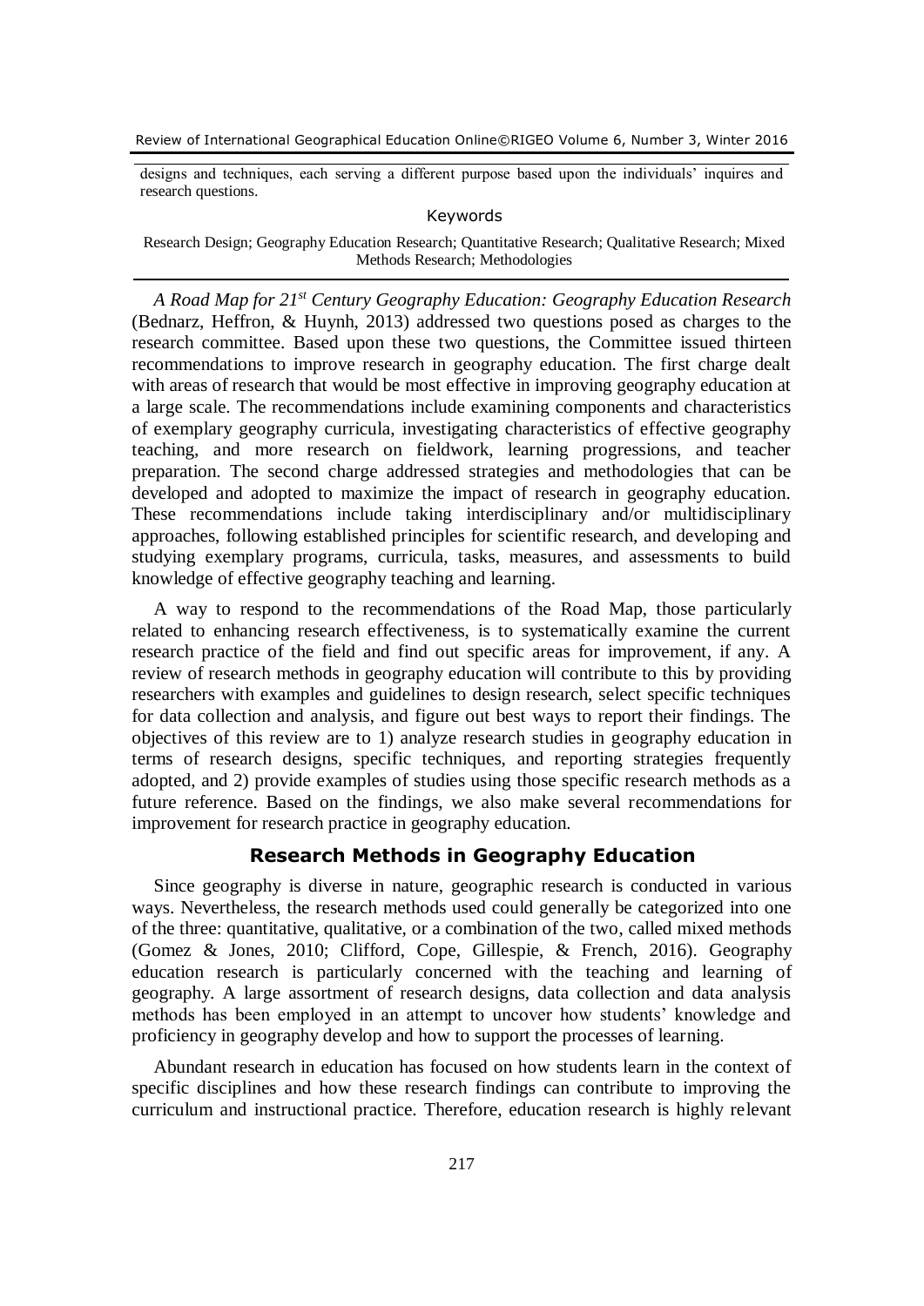designs and techniques, each serving a different purpose based upon the individuals' inquires and research questions.

Keywords

Research Design; Geography Education Research; Quantitative Research; Qualitative Research; Mixed Methods Research; Methodologies

*A Road Map for 21st Century Geography Education: Geography Education Research* (Bednarz, Heffron, & Huynh, 2013) addressed two questions posed as charges to the research committee. Based upon these two questions, the Committee issued thirteen recommendations to improve research in geography education. The first charge dealt with areas of research that would be most effective in improving geography education at a large scale. The recommendations include examining components and characteristics of exemplary geography curricula, investigating characteristics of effective geography teaching, and more research on fieldwork, learning progressions, and teacher preparation. The second charge addressed strategies and methodologies that can be developed and adopted to maximize the impact of research in geography education. These recommendations include taking interdisciplinary and/or multidisciplinary approaches, following established principles for scientific research, and developing and studying exemplary programs, curricula, tasks, measures, and assessments to build knowledge of effective geography teaching and learning.

A way to respond to the recommendations of the Road Map, those particularly related to enhancing research effectiveness, is to systematically examine the current research practice of the field and find out specific areas for improvement, if any. A review of research methods in geography education will contribute to this by providing researchers with examples and guidelines to design research, select specific techniques for data collection and analysis, and figure out best ways to report their findings. The objectives of this review are to 1) analyze research studies in geography education in terms of research designs, specific techniques, and reporting strategies frequently adopted, and 2) provide examples of studies using those specific research methods as a future reference. Based on the findings, we also make several recommendations for improvement for research practice in geography education.

## Research Methods in Geography Education

Since geography is diverse in nature, geographic research is conducted in various ways. Nevertheless, the research methods used could generally be categorized into one of the three: quantitative, qualitative, or a combination of the two, called mixed methods (Gomez & Jones, 2010; Clifford, Cope, Gillespie, & French, 2016). Geography education research is particularly concerned with the teaching and learning of geography. A large assortment of research designs, data collection and data analysis methods has been employed in an attempt to uncover how students' knowledge and proficiency in geography develop and how to support the processes of learning.

Abundant research in education has focused on how students learn in the context of specific disciplines and how these research findings can contribute to improving the curriculum and instructional practice. Therefore, education research is highly relevant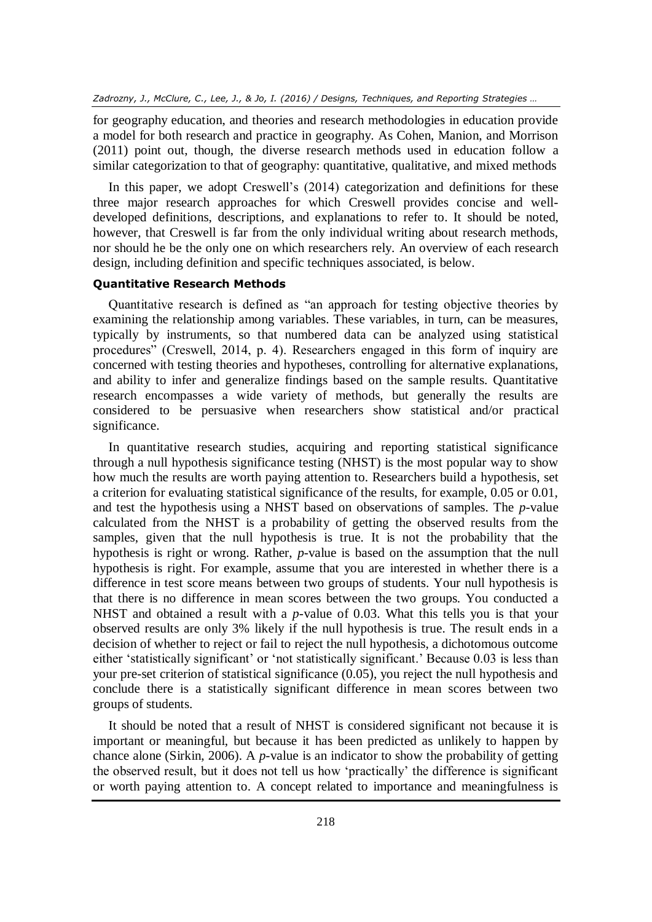for geography education, and theories and research methodologies in education provide a model for both research and practice in geography. As Cohen, Manion, and Morrison (2011) point out, though, the diverse research methods used in education follow a similar categorization to that of geography: quantitative, qualitative, and mixed methods

In this paper, we adopt Creswell's (2014) categorization and definitions for these three major research approaches for which Creswell provides concise and well-developed definitions, descriptions, and explanations to refer to. It should be noted, however, that Creswell is far from the only individual writing about research methods, nor should he be the only one on which researchers rely. An overview of each research design, including definition and specific techniques associated, is below.

### Quantitative Research Methods

Quantitative research is defined as "an approach for testing objective theories by examining the relationship among variables. These variables, in turn, can be measures, typically by instruments, so that numbered data can be analyzed using statistical procedures" (Creswell, 2014, p. 4). Researchers engaged in this form of inquiry are concerned with testing theories and hypotheses, controlling for alternative explanations, and ability to infer and generalize findings based on the sample results. Quantitative research encompasses a wide variety of methods, but generally the results are considered to be persuasive when researchers show statistical and/or practical significance.

In quantitative research studies, acquiring and reporting statistical significance through a null hypothesis significance testing (NHST) is the most popular way to show how much the results are worth paying attention to. Researchers build a hypothesis, set a criterion for evaluating statistical significance of the results, for example, 0.05 or 0.01, and test the hypothesis using a NHST based on observations of samples. The *p*-value calculated from the NHST is a probability of getting the observed results from the samples, given that the null hypothesis is true. It is not the probability that the hypothesis is right or wrong. Rather, *p*-value is based on the assumption that the null hypothesis is right. For example, assume that you are interested in whether there is a difference in test score means between two groups of students. Your null hypothesis is that there is no difference in mean scores between the two groups. You conducted a NHST and obtained a result with a *p*-value of 0.03. What this tells you is that your observed results are only 3% likely if the null hypothesis is true. The result ends in a decision of whether to reject or fail to reject the null hypothesis, a dichotomous outcome either 'statistically significant' or 'not statistically significant.' Because 0.03 is less than your pre-set criterion of statistical significance (0.05), you reject the null hypothesis and conclude there is a statistically significant difference in mean scores between two groups of students.

It should be noted that a result of NHST is considered significant not because it is important or meaningful, but because it has been predicted as unlikely to happen by chance alone (Sirkin, 2006). A *p*-value is an indicator to show the probability of getting the observed result, but it does not tell us how 'practically' the difference is significant or worth paying attention to. A concept related to importance and meaningfulness is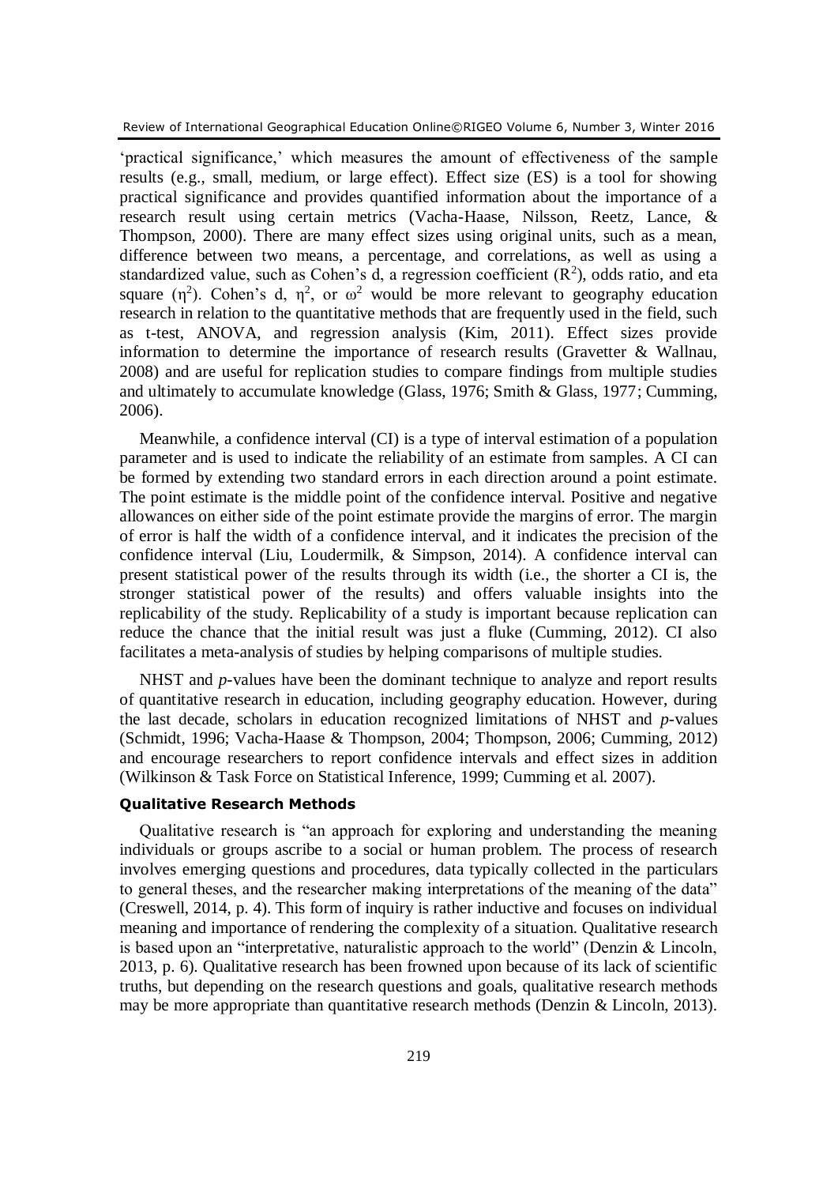'practical significance,' which measures the amount of effectiveness of the sample results (e.g., small, medium, or large effect). Effect size (ES) is a tool for showing practical significance and provides quantified information about the importance of a research result using certain metrics (Vacha-Haase, Nilsson, Reetz, Lance, & Thompson, 2000). There are many effect sizes using original units, such as a mean, difference between two means, a percentage, and correlations, as well as using a standardized value, such as Cohen's d, a regression coefficient ($R^2$), odds ratio, and eta square ($\eta^2$). Cohen's d, $\eta^2$, or $\omega^2$ would be more relevant to geography education research in relation to the quantitative methods that are frequently used in the field, such as t-test, ANOVA, and regression analysis (Kim, 2011). Effect sizes provide information to determine the importance of research results (Gravetter & Wallnau, 2008) and are useful for replication studies to compare findings from multiple studies and ultimately to accumulate knowledge (Glass, 1976; Smith & Glass, 1977; Cumming, 2006).

Meanwhile, a confidence interval (CI) is a type of interval estimation of a population parameter and is used to indicate the reliability of an estimate from samples. A CI can be formed by extending two standard errors in each direction around a point estimate. The point estimate is the middle point of the confidence interval. Positive and negative allowances on either side of the point estimate provide the margins of error. The margin of error is half the width of a confidence interval, and it indicates the precision of the confidence interval (Liu, Loudermilk, & Simpson, 2014). A confidence interval can present statistical power of the results through its width (i.e., the shorter a CI is, the stronger statistical power of the results) and offers valuable insights into the replicability of the study. Replicability of a study is important because replication can reduce the chance that the initial result was just a fluke (Cumming, 2012). CI also facilitates a meta-analysis of studies by helping comparisons of multiple studies.

NHST and *p*-values have been the dominant technique to analyze and report results of quantitative research in education, including geography education. However, during the last decade, scholars in education recognized limitations of NHST and *p*-values (Schmidt, 1996; Vacha-Haase & Thompson, 2004; Thompson, 2006; Cumming, 2012) and encourage researchers to report confidence intervals and effect sizes in addition (Wilkinson & Task Force on Statistical Inference, 1999; Cumming et al. 2007).

### Qualitative Research Methods

Qualitative research is "an approach for exploring and understanding the meaning individuals or groups ascribe to a social or human problem. The process of research involves emerging questions and procedures, data typically collected in the particulars to general theses, and the researcher making interpretations of the meaning of the data" (Creswell, 2014, p. 4). This form of inquiry is rather inductive and focuses on individual meaning and importance of rendering the complexity of a situation. Qualitative research is based upon an "interpretative, naturalistic approach to the world" (Denzin & Lincoln, 2013, p. 6). Qualitative research has been frowned upon because of its lack of scientific truths, but depending on the research questions and goals, qualitative research methods may be more appropriate than quantitative research methods (Denzin & Lincoln, 2013).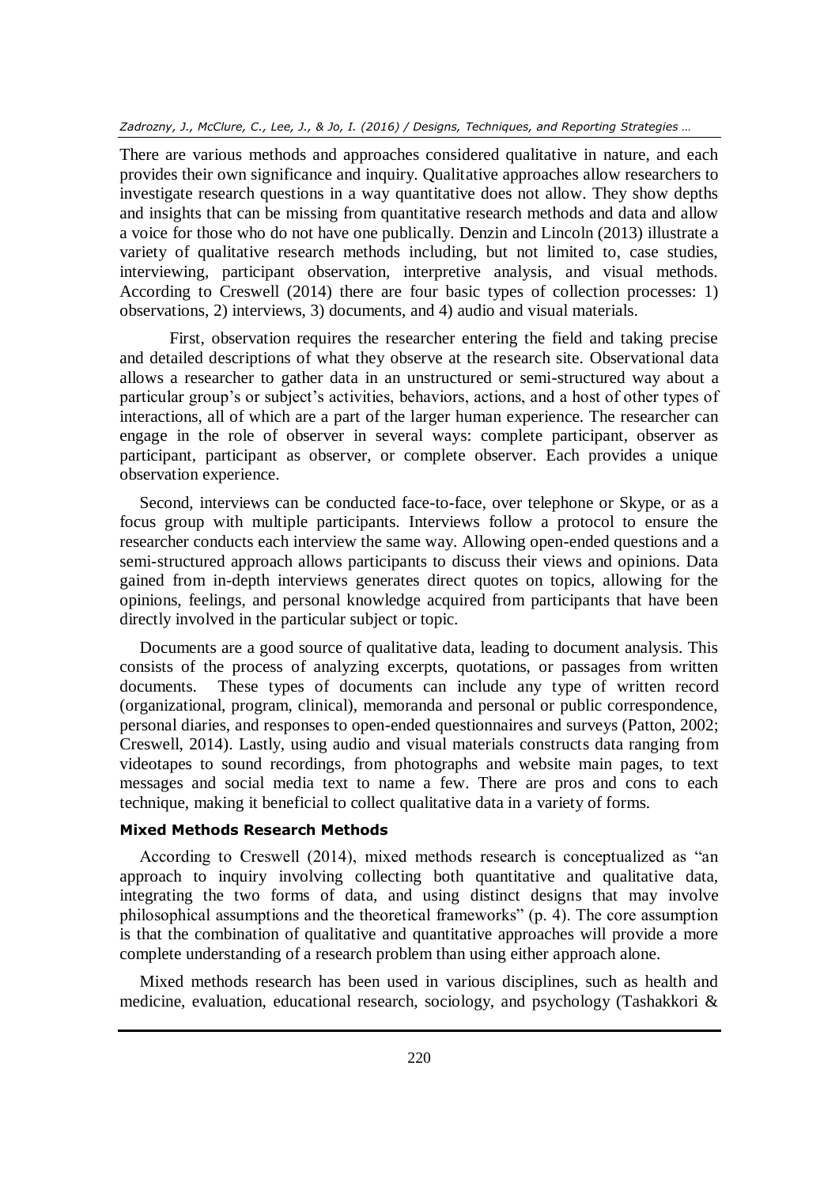There are various methods and approaches considered qualitative in nature, and each provides their own significance and inquiry. Qualitative approaches allow researchers to investigate research questions in a way quantitative does not allow. They show depths and insights that can be missing from quantitative research methods and data and allow a voice for those who do not have one publically. Denzin and Lincoln (2013) illustrate a variety of qualitative research methods including, but not limited to, case studies, interviewing, participant observation, interpretive analysis, and visual methods. According to Creswell (2014) there are four basic types of collection processes: 1) observations, 2) interviews, 3) documents, and 4) audio and visual materials.

First, observation requires the researcher entering the field and taking precise and detailed descriptions of what they observe at the research site. Observational data allows a researcher to gather data in an unstructured or semi-structured way about a particular group's or subject's activities, behaviors, actions, and a host of other types of interactions, all of which are a part of the larger human experience. The researcher can engage in the role of observer in several ways: complete participant, observer as participant, participant as observer, or complete observer. Each provides a unique observation experience.

Second, interviews can be conducted face-to-face, over telephone or Skype, or as a focus group with multiple participants. Interviews follow a protocol to ensure the researcher conducts each interview the same way. Allowing open-ended questions and a semi-structured approach allows participants to discuss their views and opinions. Data gained from in-depth interviews generates direct quotes on topics, allowing for the opinions, feelings, and personal knowledge acquired from participants that have been directly involved in the particular subject or topic.

Documents are a good source of qualitative data, leading to document analysis. This consists of the process of analyzing excerpts, quotations, or passages from written documents. These types of documents can include any type of written record (organizational, program, clinical), memoranda and personal or public correspondence, personal diaries, and responses to open-ended questionnaires and surveys (Patton, 2002; Creswell, 2014). Lastly, using audio and visual materials constructs data ranging from videotapes to sound recordings, from photographs and website main pages, to text messages and social media text to name a few. There are pros and cons to each technique, making it beneficial to collect qualitative data in a variety of forms.

### Mixed Methods Research Methods

According to Creswell (2014), mixed methods research is conceptualized as "an approach to inquiry involving collecting both quantitative and qualitative data, integrating the two forms of data, and using distinct designs that may involve philosophical assumptions and the theoretical frameworks" (p. 4). The core assumption is that the combination of qualitative and quantitative approaches will provide a more complete understanding of a research problem than using either approach alone.

Mixed methods research has been used in various disciplines, such as health and medicine, evaluation, educational research, sociology, and psychology (Tashakkori &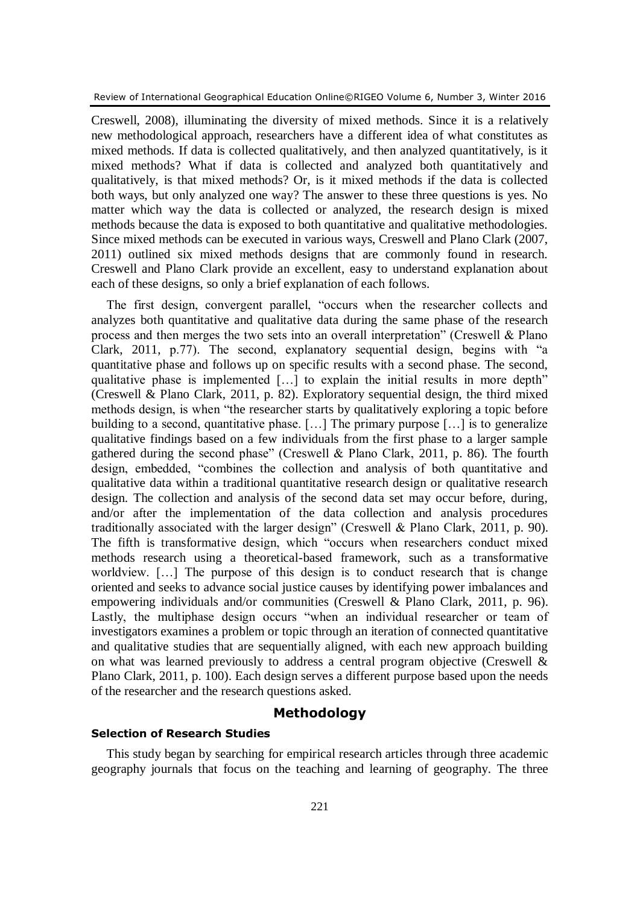Creswell, 2008), illuminating the diversity of mixed methods. Since it is a relatively new methodological approach, researchers have a different idea of what constitutes as mixed methods. If data is collected qualitatively, and then analyzed quantitatively, is it mixed methods? What if data is collected and analyzed both quantitatively and qualitatively, is that mixed methods? Or, is it mixed methods if the data is collected both ways, but only analyzed one way? The answer to these three questions is yes. No matter which way the data is collected or analyzed, the research design is mixed methods because the data is exposed to both quantitative and qualitative methodologies. Since mixed methods can be executed in various ways, Creswell and Plano Clark (2007, 2011) outlined six mixed methods designs that are commonly found in research. Creswell and Plano Clark provide an excellent, easy to understand explanation about each of these designs, so only a brief explanation of each follows.

The first design, convergent parallel, "occurs when the researcher collects and analyzes both quantitative and qualitative data during the same phase of the research process and then merges the two sets into an overall interpretation" (Creswell & Plano Clark, 2011, p.77). The second, explanatory sequential design, begins with "a quantitative phase and follows up on specific results with a second phase. The second, qualitative phase is implemented […] to explain the initial results in more depth" (Creswell & Plano Clark, 2011, p. 82). Exploratory sequential design, the third mixed methods design, is when "the researcher starts by qualitatively exploring a topic before building to a second, quantitative phase. […] The primary purpose […] is to generalize qualitative findings based on a few individuals from the first phase to a larger sample gathered during the second phase" (Creswell & Plano Clark, 2011, p. 86). The fourth design, embedded, "combines the collection and analysis of both quantitative and qualitative data within a traditional quantitative research design or qualitative research design. The collection and analysis of the second data set may occur before, during, and/or after the implementation of the data collection and analysis procedures traditionally associated with the larger design" (Creswell & Plano Clark, 2011, p. 90). The fifth is transformative design, which "occurs when researchers conduct mixed methods research using a theoretical-based framework, such as a transformative worldview. […] The purpose of this design is to conduct research that is change oriented and seeks to advance social justice causes by identifying power imbalances and empowering individuals and/or communities (Creswell & Plano Clark, 2011, p. 96). Lastly, the multiphase design occurs "when an individual researcher or team of investigators examines a problem or topic through an iteration of connected quantitative and qualitative studies that are sequentially aligned, with each new approach building on what was learned previously to address a central program objective (Creswell & Plano Clark, 2011, p. 100). Each design serves a different purpose based upon the needs of the researcher and the research questions asked.

## Methodology

### Selection of Research Studies

This study began by searching for empirical research articles through three academic geography journals that focus on the teaching and learning of geography. The three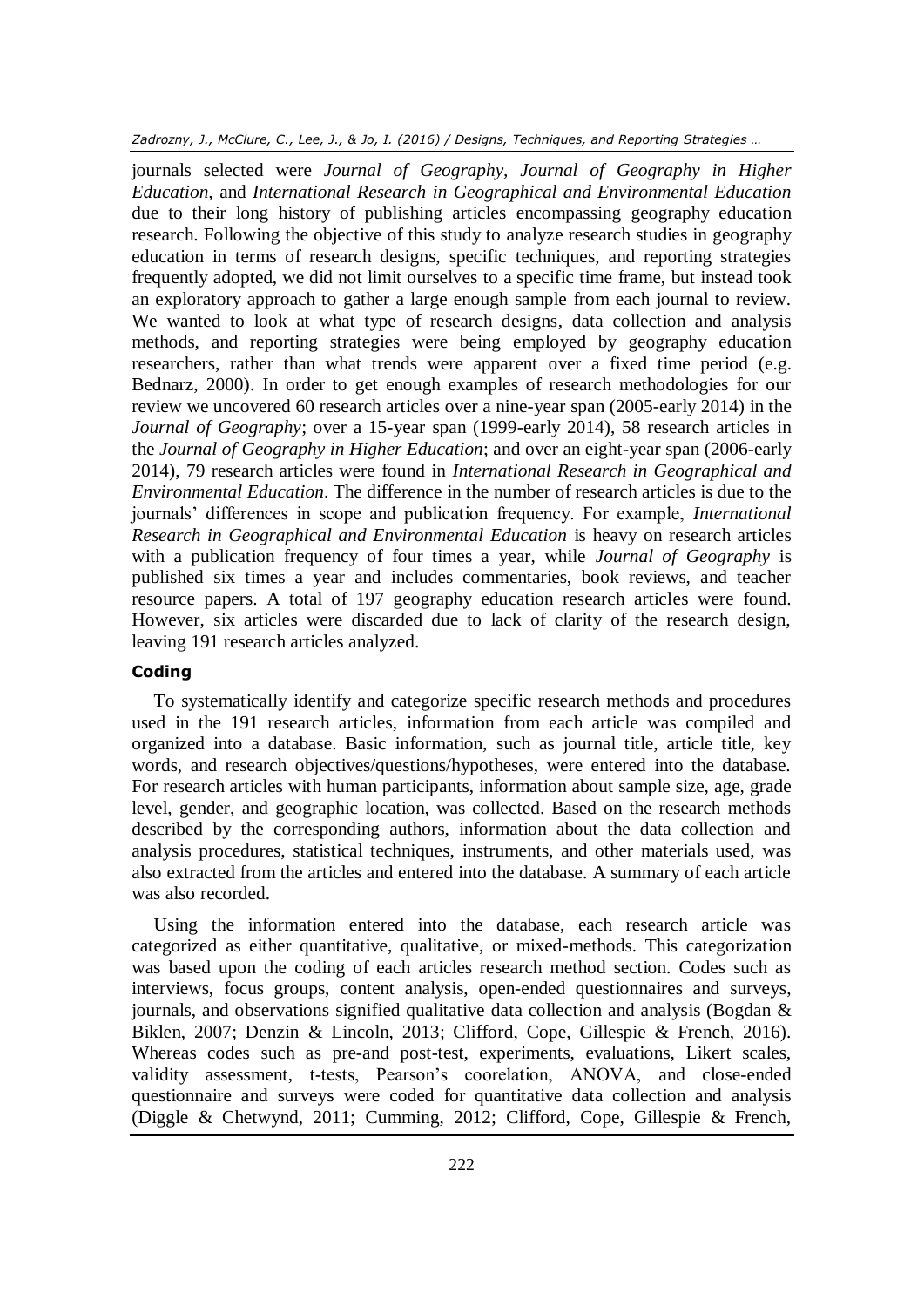journals selected were *Journal of Geography*, *Journal of Geography in Higher Education*, and *International Research in Geographical and Environmental Education* due to their long history of publishing articles encompassing geography education research. Following the objective of this study to analyze research studies in geography education in terms of research designs, specific techniques, and reporting strategies frequently adopted, we did not limit ourselves to a specific time frame, but instead took an exploratory approach to gather a large enough sample from each journal to review. We wanted to look at what type of research designs, data collection and analysis methods, and reporting strategies were being employed by geography education researchers, rather than what trends were apparent over a fixed time period (e.g. Bednarz, 2000). In order to get enough examples of research methodologies for our review we uncovered 60 research articles over a nine-year span (2005-early 2014) in the *Journal of Geography*; over a 15-year span (1999-early 2014), 58 research articles in the *Journal of Geography in Higher Education*; and over an eight-year span (2006-early 2014), 79 research articles were found in *International Research in Geographical and Environmental Education*. The difference in the number of research articles is due to the journals' differences in scope and publication frequency. For example, *International Research in Geographical and Environmental Education* is heavy on research articles with a publication frequency of four times a year, while *Journal of Geography* is published six times a year and includes commentaries, book reviews, and teacher resource papers. A total of 197 geography education research articles were found. However, six articles were discarded due to lack of clarity of the research design, leaving 191 research articles analyzed.

### Coding

To systematically identify and categorize specific research methods and procedures used in the 191 research articles, information from each article was compiled and organized into a database. Basic information, such as journal title, article title, key words, and research objectives/questions/hypotheses, were entered into the database. For research articles with human participants, information about sample size, age, grade level, gender, and geographic location, was collected. Based on the research methods described by the corresponding authors, information about the data collection and analysis procedures, statistical techniques, instruments, and other materials used, was also extracted from the articles and entered into the database. A summary of each article was also recorded.

Using the information entered into the database, each research article was categorized as either quantitative, qualitative, or mixed-methods. This categorization was based upon the coding of each articles research method section. Codes such as interviews, focus groups, content analysis, open-ended questionnaires and surveys, journals, and observations signified qualitative data collection and analysis (Bogdan & Biklen, 2007; Denzin & Lincoln, 2013; Clifford, Cope, Gillespie & French, 2016). Whereas codes such as pre-and post-test, experiments, evaluations, Likert scales, validity assessment, t-tests, Pearson's coorelation, ANOVA, and close-ended questionnaire and surveys were coded for quantitative data collection and analysis (Diggle & Chetwynd, 2011; Cumming, 2012; Clifford, Cope, Gillespie & French,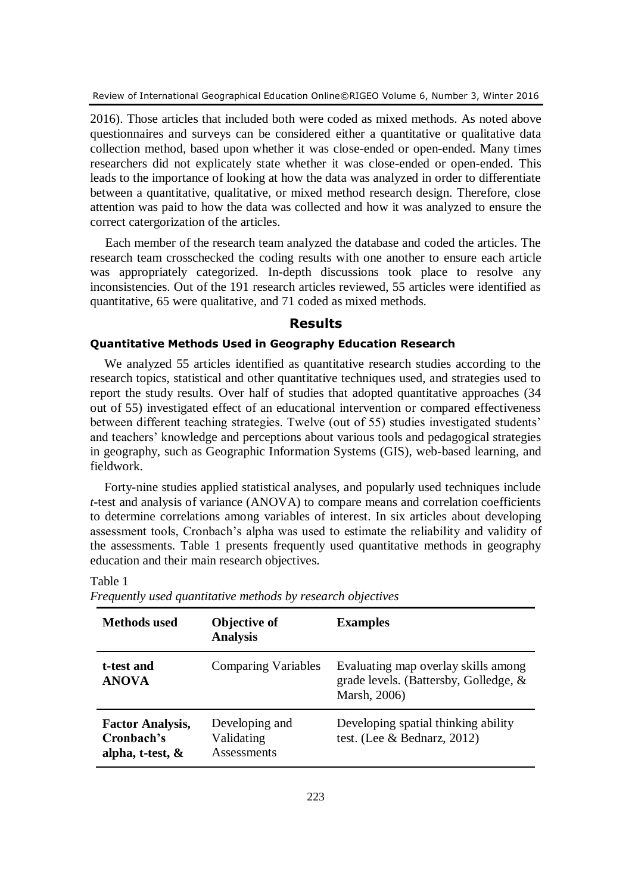2016). Those articles that included both were coded as mixed methods. As noted above questionnaires and surveys can be considered either a quantitative or qualitative data collection method, based upon whether it was close-ended or open-ended. Many times researchers did not explicately state whether it was close-ended or open-ended. This leads to the importance of looking at how the data was analyzed in order to differentiate between a quantitative, qualitative, or mixed method research design. Therefore, close attention was paid to how the data was collected and how it was analyzed to ensure the correct catergorization of the articles.

Each member of the research team analyzed the database and coded the articles. The research team crosschecked the coding results with one another to ensure each article was appropriately categorized. In-depth discussions took place to resolve any inconsistencies. Out of the 191 research articles reviewed, 55 articles were identified as quantitative, 65 were qualitative, and 71 coded as mixed methods.

## Results

### Quantitative Methods Used in Geography Education Research

We analyzed 55 articles identified as quantitative research studies according to the research topics, statistical and other quantitative techniques used, and strategies used to report the study results. Over half of studies that adopted quantitative approaches (34 out of 55) investigated effect of an educational intervention or compared effectiveness between different teaching strategies. Twelve (out of 55) studies investigated students' and teachers' knowledge and perceptions about various tools and pedagogical strategies in geography, such as Geographic Information Systems (GIS), web-based learning, and fieldwork.

Forty-nine studies applied statistical analyses, and popularly used techniques include *t*-test and analysis of variance (ANOVA) to compare means and correlation coefficients to determine correlations among variables of interest. In six articles about developing assessment tools, Cronbach's alpha was used to estimate the reliability and validity of the assessments. Table 1 presents frequently used quantitative methods in geography education and their main research objectives.

Table 1
*Frequently used quantitative methods by research objectives*

| Methods used | Objective of Analysis | Examples |
|---|---|---|
| **t-test and ANOVA** | Comparing Variables | Evaluating map overlay skills among grade levels. (Battersby, Golledge, & Marsh, 2006) |
| **Factor Analysis, Cronbach's alpha, t-test, &** | Developing and Validating Assessments | Developing spatial thinking ability test. (Lee & Bednarz, 2012) |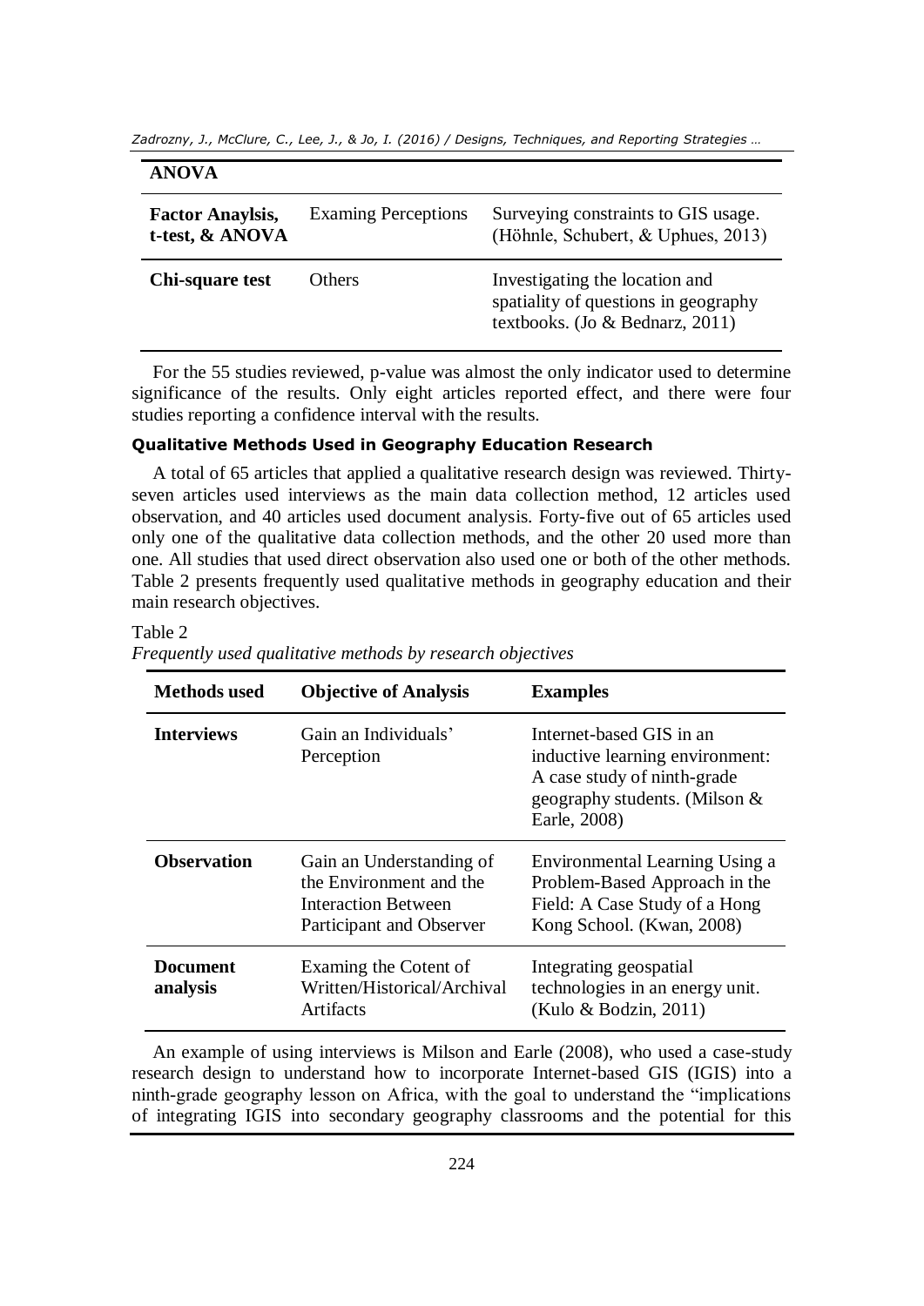| ANOVA | | |
|---|---|---|
| **Factor Anaylsis, t-test, & ANOVA** | Examing Perceptions | Surveying constraints to GIS usage. (Höhnle, Schubert, & Uphues, 2013) |
| **Chi-square test** | Others | Investigating the location and spatiality of questions in geography textbooks. (Jo & Bednarz, 2011) |

For the 55 studies reviewed, p-value was almost the only indicator used to determine significance of the results. Only eight articles reported effect, and there were four studies reporting a confidence interval with the results.

#### Qualitative Methods Used in Geography Education Research

A total of 65 articles that applied a qualitative research design was reviewed. Thirty-seven articles used interviews as the main data collection method, 12 articles used observation, and 40 articles used document analysis. Forty-five out of 65 articles used only one of the qualitative data collection methods, and the other 20 used more than one. All studies that used direct observation also used one or both of the other methods. Table 2 presents frequently used qualitative methods in geography education and their main research objectives.

Table 2
*Frequently used qualitative methods by research objectives*

| Methods used | Objective of Analysis | Examples |
|---|---|---|
| **Interviews** | Gain an Individuals' Perception | Internet-based GIS in an inductive learning environment: A case study of ninth-grade geography students. (Milson & Earle, 2008) |
| **Observation** | Gain an Understanding of the Environment and the Interaction Between Participant and Observer | Environmental Learning Using a Problem-Based Approach in the Field: A Case Study of a Hong Kong School. (Kwan, 2008) |
| **Document analysis** | Examing the Cotent of Written/Historical/Archival Artifacts | Integrating geospatial technologies in an energy unit. (Kulo & Bodzin, 2011) |

An example of using interviews is Milson and Earle (2008), who used a case-study research design to understand how to incorporate Internet-based GIS (IGIS) into a ninth-grade geography lesson on Africa, with the goal to understand the "implications of integrating IGIS into secondary geography classrooms and the potential for this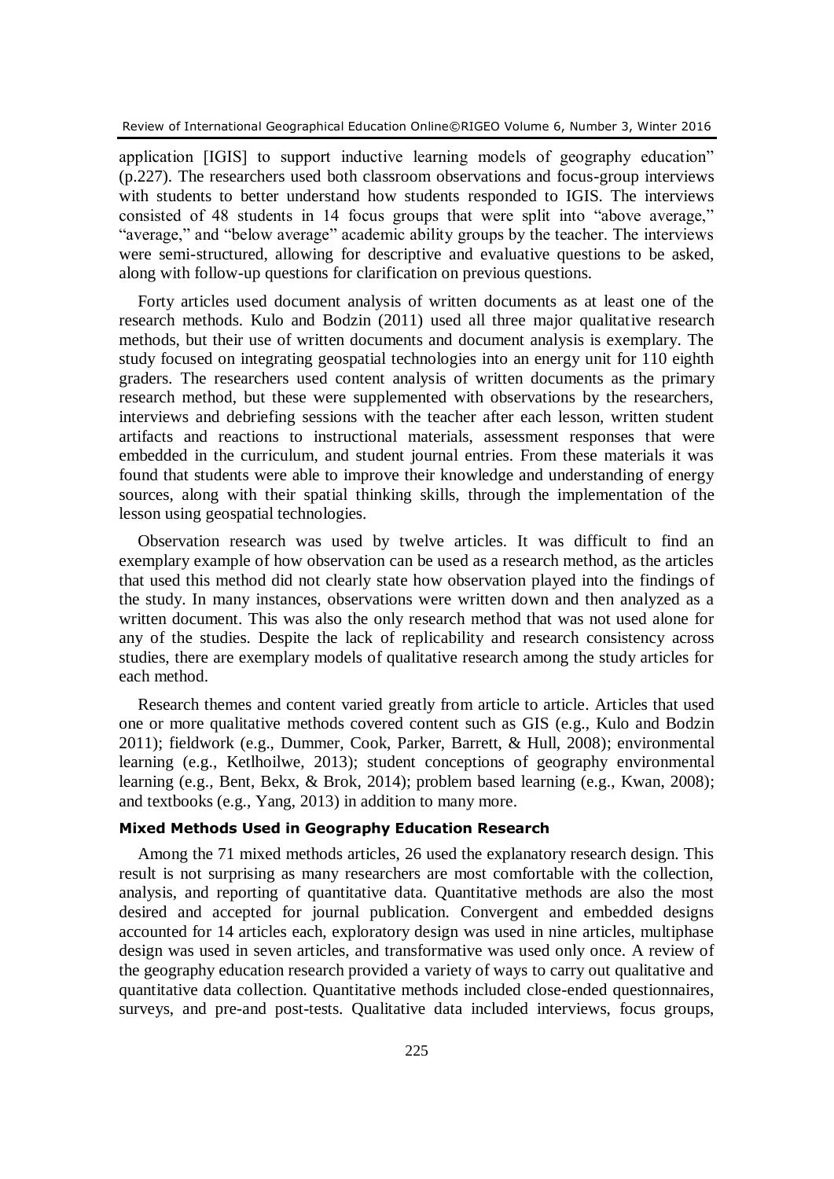application [IGIS] to support inductive learning models of geography education" (p.227). The researchers used both classroom observations and focus-group interviews with students to better understand how students responded to IGIS. The interviews consisted of 48 students in 14 focus groups that were split into "above average," "average," and "below average" academic ability groups by the teacher. The interviews were semi-structured, allowing for descriptive and evaluative questions to be asked, along with follow-up questions for clarification on previous questions.

Forty articles used document analysis of written documents as at least one of the research methods. Kulo and Bodzin (2011) used all three major qualitative research methods, but their use of written documents and document analysis is exemplary. The study focused on integrating geospatial technologies into an energy unit for 110 eighth graders. The researchers used content analysis of written documents as the primary research method, but these were supplemented with observations by the researchers, interviews and debriefing sessions with the teacher after each lesson, written student artifacts and reactions to instructional materials, assessment responses that were embedded in the curriculum, and student journal entries. From these materials it was found that students were able to improve their knowledge and understanding of energy sources, along with their spatial thinking skills, through the implementation of the lesson using geospatial technologies.

Observation research was used by twelve articles. It was difficult to find an exemplary example of how observation can be used as a research method, as the articles that used this method did not clearly state how observation played into the findings of the study. In many instances, observations were written down and then analyzed as a written document. This was also the only research method that was not used alone for any of the studies. Despite the lack of replicability and research consistency across studies, there are exemplary models of qualitative research among the study articles for each method.

Research themes and content varied greatly from article to article. Articles that used one or more qualitative methods covered content such as GIS (e.g., Kulo and Bodzin 2011); fieldwork (e.g., Dummer, Cook, Parker, Barrett, & Hull, 2008); environmental learning (e.g., Ketlhoilwe, 2013); student conceptions of geography environmental learning (e.g., Bent, Bekx, & Brok, 2014); problem based learning (e.g., Kwan, 2008); and textbooks (e.g., Yang, 2013) in addition to many more.

### Mixed Methods Used in Geography Education Research

Among the 71 mixed methods articles, 26 used the explanatory research design. This result is not surprising as many researchers are most comfortable with the collection, analysis, and reporting of quantitative data. Quantitative methods are also the most desired and accepted for journal publication. Convergent and embedded designs accounted for 14 articles each, exploratory design was used in nine articles, multiphase design was used in seven articles, and transformative was used only once. A review of the geography education research provided a variety of ways to carry out qualitative and quantitative data collection. Quantitative methods included close-ended questionnaires, surveys, and pre-and post-tests. Qualitative data included interviews, focus groups,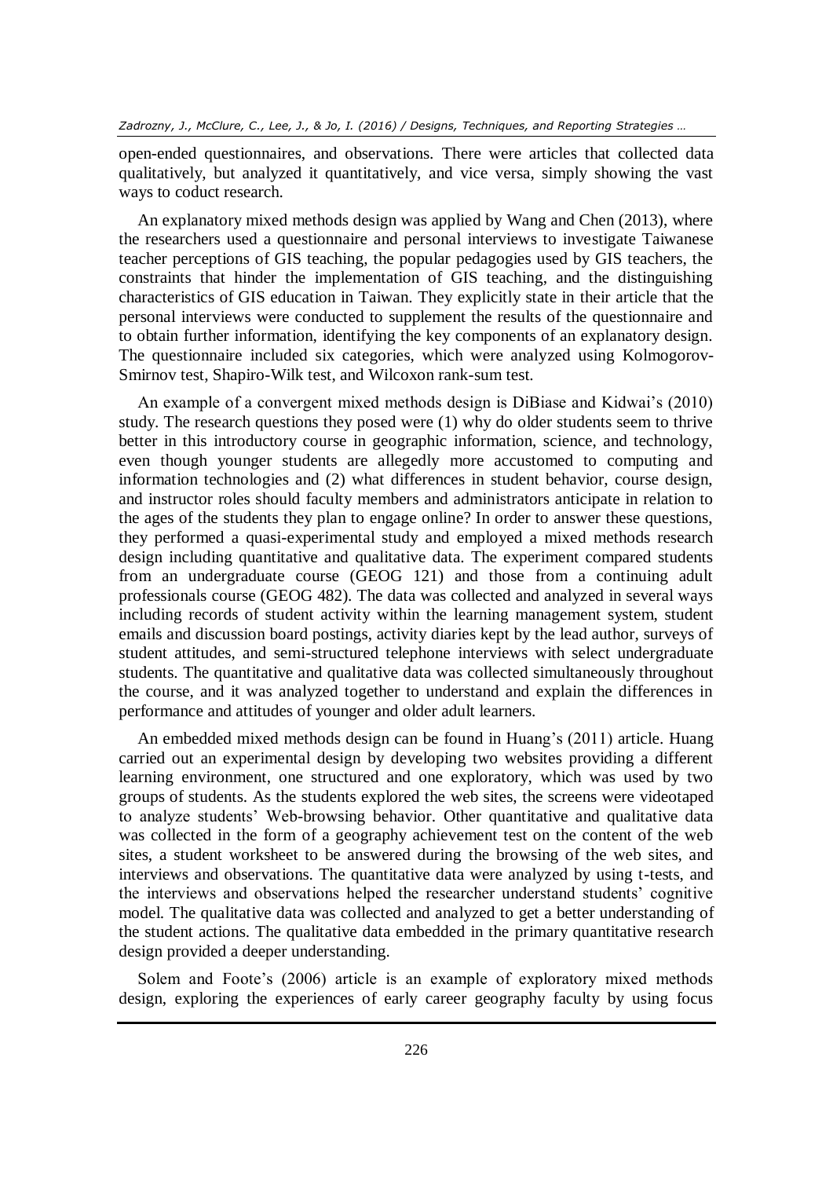open-ended questionnaires, and observations. There were articles that collected data qualitatively, but analyzed it quantitatively, and vice versa, simply showing the vast ways to coduct research.

An explanatory mixed methods design was applied by Wang and Chen (2013), where the researchers used a questionnaire and personal interviews to investigate Taiwanese teacher perceptions of GIS teaching, the popular pedagogies used by GIS teachers, the constraints that hinder the implementation of GIS teaching, and the distinguishing characteristics of GIS education in Taiwan. They explicitly state in their article that the personal interviews were conducted to supplement the results of the questionnaire and to obtain further information, identifying the key components of an explanatory design. The questionnaire included six categories, which were analyzed using Kolmogorov-Smirnov test, Shapiro-Wilk test, and Wilcoxon rank-sum test.

An example of a convergent mixed methods design is DiBiase and Kidwai's (2010) study. The research questions they posed were (1) why do older students seem to thrive better in this introductory course in geographic information, science, and technology, even though younger students are allegedly more accustomed to computing and information technologies and (2) what differences in student behavior, course design, and instructor roles should faculty members and administrators anticipate in relation to the ages of the students they plan to engage online? In order to answer these questions, they performed a quasi-experimental study and employed a mixed methods research design including quantitative and qualitative data. The experiment compared students from an undergraduate course (GEOG 121) and those from a continuing adult professionals course (GEOG 482). The data was collected and analyzed in several ways including records of student activity within the learning management system, student emails and discussion board postings, activity diaries kept by the lead author, surveys of student attitudes, and semi-structured telephone interviews with select undergraduate students. The quantitative and qualitative data was collected simultaneously throughout the course, and it was analyzed together to understand and explain the differences in performance and attitudes of younger and older adult learners.

An embedded mixed methods design can be found in Huang's (2011) article. Huang carried out an experimental design by developing two websites providing a different learning environment, one structured and one exploratory, which was used by two groups of students. As the students explored the web sites, the screens were videotaped to analyze students' Web-browsing behavior. Other quantitative and qualitative data was collected in the form of a geography achievement test on the content of the web sites, a student worksheet to be answered during the browsing of the web sites, and interviews and observations. The quantitative data were analyzed by using t-tests, and the interviews and observations helped the researcher understand students' cognitive model. The qualitative data was collected and analyzed to get a better understanding of the student actions. The qualitative data embedded in the primary quantitative research design provided a deeper understanding.

Solem and Foote's (2006) article is an example of exploratory mixed methods design, exploring the experiences of early career geography faculty by using focus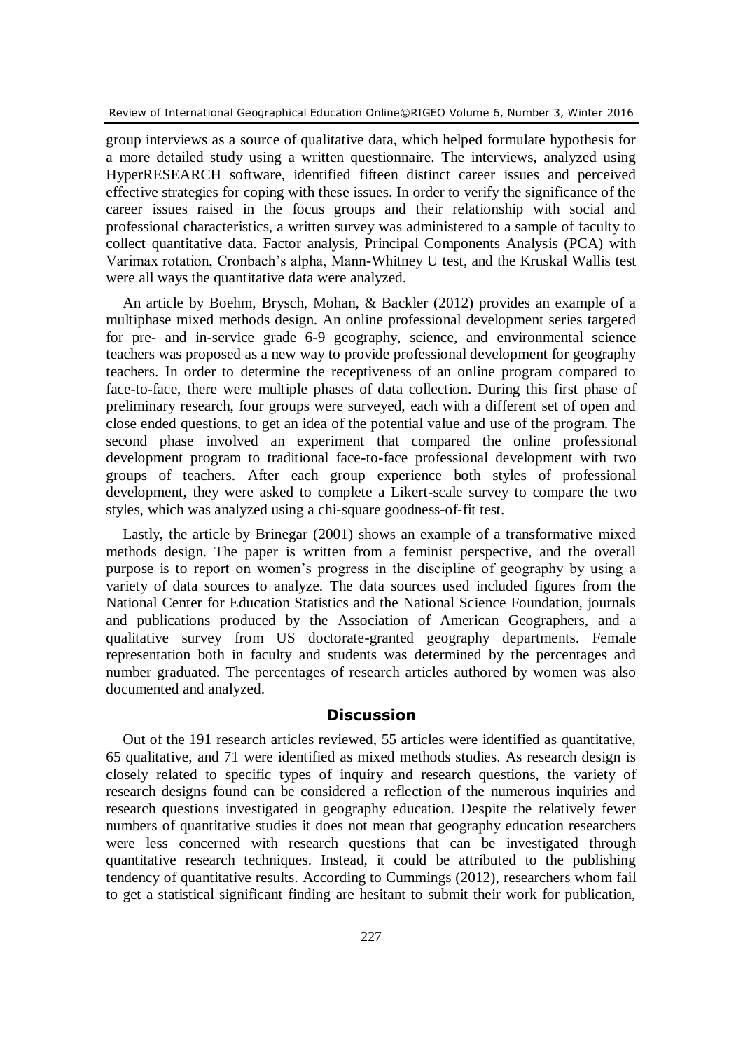group interviews as a source of qualitative data, which helped formulate hypothesis for a more detailed study using a written questionnaire. The interviews, analyzed using HyperRESEARCH software, identified fifteen distinct career issues and perceived effective strategies for coping with these issues. In order to verify the significance of the career issues raised in the focus groups and their relationship with social and professional characteristics, a written survey was administered to a sample of faculty to collect quantitative data. Factor analysis, Principal Components Analysis (PCA) with Varimax rotation, Cronbach's alpha, Mann-Whitney U test, and the Kruskal Wallis test were all ways the quantitative data were analyzed.

An article by Boehm, Brysch, Mohan, & Backler (2012) provides an example of a multiphase mixed methods design. An online professional development series targeted for pre- and in-service grade 6-9 geography, science, and environmental science teachers was proposed as a new way to provide professional development for geography teachers. In order to determine the receptiveness of an online program compared to face-to-face, there were multiple phases of data collection. During this first phase of preliminary research, four groups were surveyed, each with a different set of open and close ended questions, to get an idea of the potential value and use of the program. The second phase involved an experiment that compared the online professional development program to traditional face-to-face professional development with two groups of teachers. After each group experience both styles of professional development, they were asked to complete a Likert-scale survey to compare the two styles, which was analyzed using a chi-square goodness-of-fit test.

Lastly, the article by Brinegar (2001) shows an example of a transformative mixed methods design. The paper is written from a feminist perspective, and the overall purpose is to report on women's progress in the discipline of geography by using a variety of data sources to analyze. The data sources used included figures from the National Center for Education Statistics and the National Science Foundation, journals and publications produced by the Association of American Geographers, and a qualitative survey from US doctorate-granted geography departments. Female representation both in faculty and students was determined by the percentages and number graduated. The percentages of research articles authored by women was also documented and analyzed.

## Discussion

Out of the 191 research articles reviewed, 55 articles were identified as quantitative, 65 qualitative, and 71 were identified as mixed methods studies. As research design is closely related to specific types of inquiry and research questions, the variety of research designs found can be considered a reflection of the numerous inquiries and research questions investigated in geography education. Despite the relatively fewer numbers of quantitative studies it does not mean that geography education researchers were less concerned with research questions that can be investigated through quantitative research techniques. Instead, it could be attributed to the publishing tendency of quantitative results. According to Cummings (2012), researchers whom fail to get a statistical significant finding are hesitant to submit their work for publication,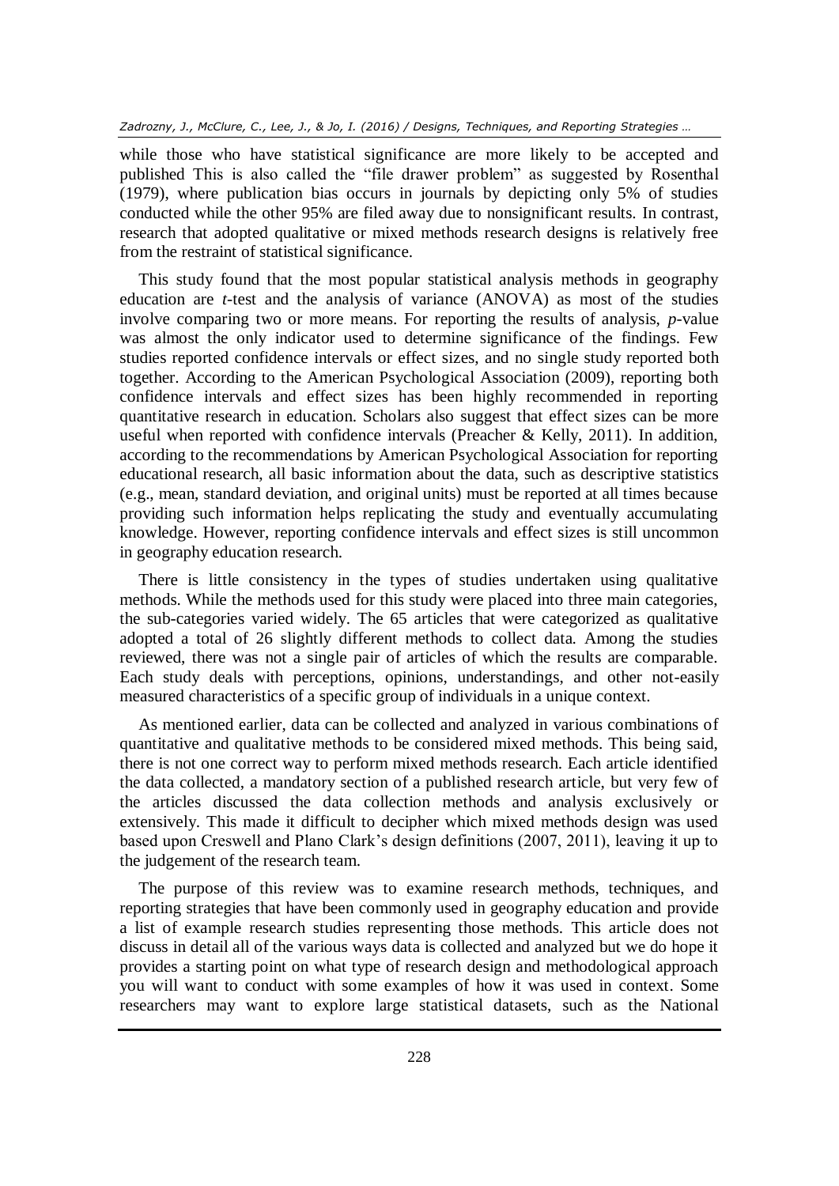while those who have statistical significance are more likely to be accepted and published This is also called the "file drawer problem" as suggested by Rosenthal (1979), where publication bias occurs in journals by depicting only 5% of studies conducted while the other 95% are filed away due to nonsignificant results. In contrast, research that adopted qualitative or mixed methods research designs is relatively free from the restraint of statistical significance.

This study found that the most popular statistical analysis methods in geography education are *t*-test and the analysis of variance (ANOVA) as most of the studies involve comparing two or more means. For reporting the results of analysis, *p*-value was almost the only indicator used to determine significance of the findings. Few studies reported confidence intervals or effect sizes, and no single study reported both together. According to the American Psychological Association (2009), reporting both confidence intervals and effect sizes has been highly recommended in reporting quantitative research in education. Scholars also suggest that effect sizes can be more useful when reported with confidence intervals (Preacher & Kelly, 2011). In addition, according to the recommendations by American Psychological Association for reporting educational research, all basic information about the data, such as descriptive statistics (e.g., mean, standard deviation, and original units) must be reported at all times because providing such information helps replicating the study and eventually accumulating knowledge. However, reporting confidence intervals and effect sizes is still uncommon in geography education research.

There is little consistency in the types of studies undertaken using qualitative methods. While the methods used for this study were placed into three main categories, the sub-categories varied widely. The 65 articles that were categorized as qualitative adopted a total of 26 slightly different methods to collect data. Among the studies reviewed, there was not a single pair of articles of which the results are comparable. Each study deals with perceptions, opinions, understandings, and other not-easily measured characteristics of a specific group of individuals in a unique context.

As mentioned earlier, data can be collected and analyzed in various combinations of quantitative and qualitative methods to be considered mixed methods. This being said, there is not one correct way to perform mixed methods research. Each article identified the data collected, a mandatory section of a published research article, but very few of the articles discussed the data collection methods and analysis exclusively or extensively. This made it difficult to decipher which mixed methods design was used based upon Creswell and Plano Clark's design definitions (2007, 2011), leaving it up to the judgement of the research team.

The purpose of this review was to examine research methods, techniques, and reporting strategies that have been commonly used in geography education and provide a list of example research studies representing those methods. This article does not discuss in detail all of the various ways data is collected and analyzed but we do hope it provides a starting point on what type of research design and methodological approach you will want to conduct with some examples of how it was used in context. Some researchers may want to explore large statistical datasets, such as the National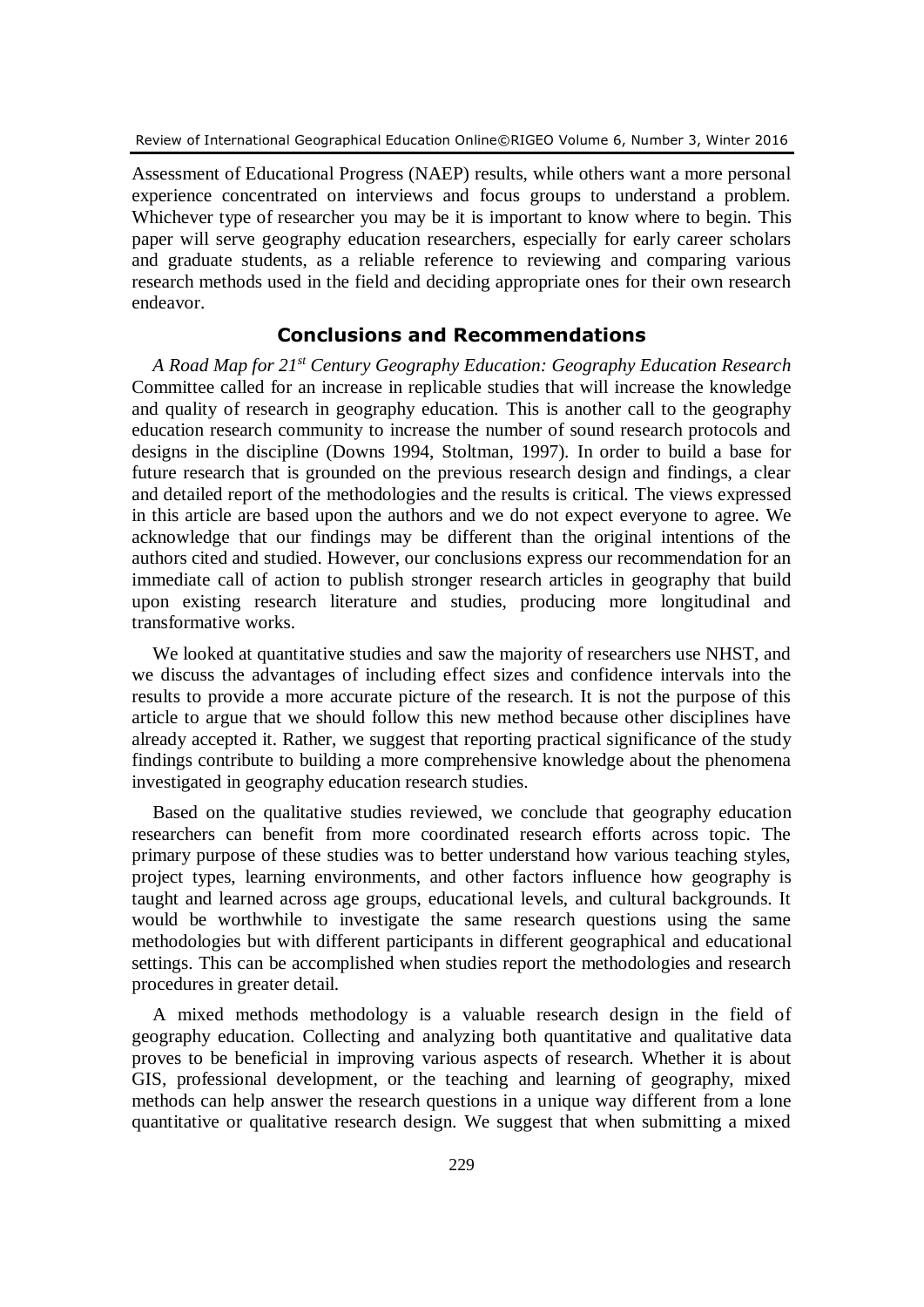Assessment of Educational Progress (NAEP) results, while others want a more personal experience concentrated on interviews and focus groups to understand a problem. Whichever type of researcher you may be it is important to know where to begin. This paper will serve geography education researchers, especially for early career scholars and graduate students, as a reliable reference to reviewing and comparing various research methods used in the field and deciding appropriate ones for their own research endeavor.

## Conclusions and Recommendations

*A Road Map for 21st Century Geography Education: Geography Education Research* Committee called for an increase in replicable studies that will increase the knowledge and quality of research in geography education. This is another call to the geography education research community to increase the number of sound research protocols and designs in the discipline (Downs 1994, Stoltman, 1997). In order to build a base for future research that is grounded on the previous research design and findings, a clear and detailed report of the methodologies and the results is critical. The views expressed in this article are based upon the authors and we do not expect everyone to agree. We acknowledge that our findings may be different than the original intentions of the authors cited and studied. However, our conclusions express our recommendation for an immediate call of action to publish stronger research articles in geography that build upon existing research literature and studies, producing more longitudinal and transformative works.

We looked at quantitative studies and saw the majority of researchers use NHST, and we discuss the advantages of including effect sizes and confidence intervals into the results to provide a more accurate picture of the research. It is not the purpose of this article to argue that we should follow this new method because other disciplines have already accepted it. Rather, we suggest that reporting practical significance of the study findings contribute to building a more comprehensive knowledge about the phenomena investigated in geography education research studies.

Based on the qualitative studies reviewed, we conclude that geography education researchers can benefit from more coordinated research efforts across topic. The primary purpose of these studies was to better understand how various teaching styles, project types, learning environments, and other factors influence how geography is taught and learned across age groups, educational levels, and cultural backgrounds. It would be worthwhile to investigate the same research questions using the same methodologies but with different participants in different geographical and educational settings. This can be accomplished when studies report the methodologies and research procedures in greater detail.

A mixed methods methodology is a valuable research design in the field of geography education. Collecting and analyzing both quantitative and qualitative data proves to be beneficial in improving various aspects of research. Whether it is about GIS, professional development, or the teaching and learning of geography, mixed methods can help answer the research questions in a unique way different from a lone quantitative or qualitative research design. We suggest that when submitting a mixed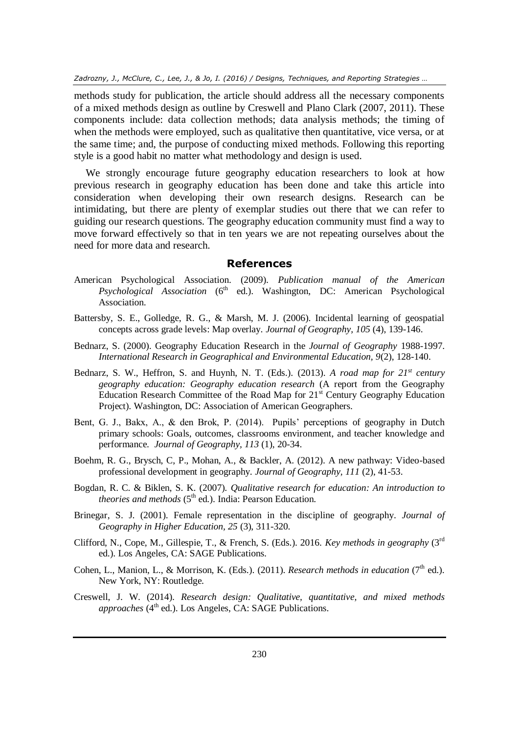methods study for publication, the article should address all the necessary components of a mixed methods design as outline by Creswell and Plano Clark (2007, 2011). These components include: data collection methods; data analysis methods; the timing of when the methods were employed, such as qualitative then quantitative, vice versa, or at the same time; and, the purpose of conducting mixed methods. Following this reporting style is a good habit no matter what methodology and design is used.

We strongly encourage future geography education researchers to look at how previous research in geography education has been done and take this article into consideration when developing their own research designs. Research can be intimidating, but there are plenty of exemplar studies out there that we can refer to guiding our research questions. The geography education community must find a way to move forward effectively so that in ten years we are not repeating ourselves about the need for more data and research.

## References

American Psychological Association. (2009). *Publication manual of the American Psychological Association* (6th ed.). Washington, DC: American Psychological Association.

Battersby, S. E., Golledge, R. G., & Marsh, M. J. (2006). Incidental learning of geospatial concepts across grade levels: Map overlay. *Journal of Geography, 105* (4), 139-146.

Bednarz, S. (2000). Geography Education Research in the *Journal of Geography* 1988-1997. *International Research in Geographical and Environmental Education, 9*(2), 128-140.

Bednarz, S. W., Heffron, S. and Huynh, N. T. (Eds.). (2013). *A road map for 21st century geography education: Geography education research* (A report from the Geography Education Research Committee of the Road Map for 21st Century Geography Education Project). Washington, DC: Association of American Geographers.

Bent, G. J., Bakx, A., & den Brok, P. (2014). Pupils' perceptions of geography in Dutch primary schools: Goals, outcomes, classrooms environment, and teacher knowledge and performance. *Journal of Geography, 113* (1), 20-34.

Boehm, R. G., Brysch, C, P., Mohan, A., & Backler, A. (2012). A new pathway: Video-based professional development in geography. *Journal of Geography, 111* (2), 41-53.

Bogdan, R. C. & Biklen, S. K. (2007). *Qualitative research for education: An introduction to theories and methods* (5th ed.). India: Pearson Education.

Brinegar, S. J. (2001). Female representation in the discipline of geography. *Journal of Geography in Higher Education, 25* (3), 311-320.

Clifford, N., Cope, M., Gillespie, T., & French, S. (Eds.). 2016. *Key methods in geography* (3rd ed.). Los Angeles, CA: SAGE Publications.

Cohen, L., Manion, L., & Morrison, K. (Eds.). (2011). *Research methods in education* (7th ed.). New York, NY: Routledge.

Creswell, J. W. (2014). *Research design: Qualitative, quantitative, and mixed methods approaches* (4th ed.). Los Angeles, CA: SAGE Publications.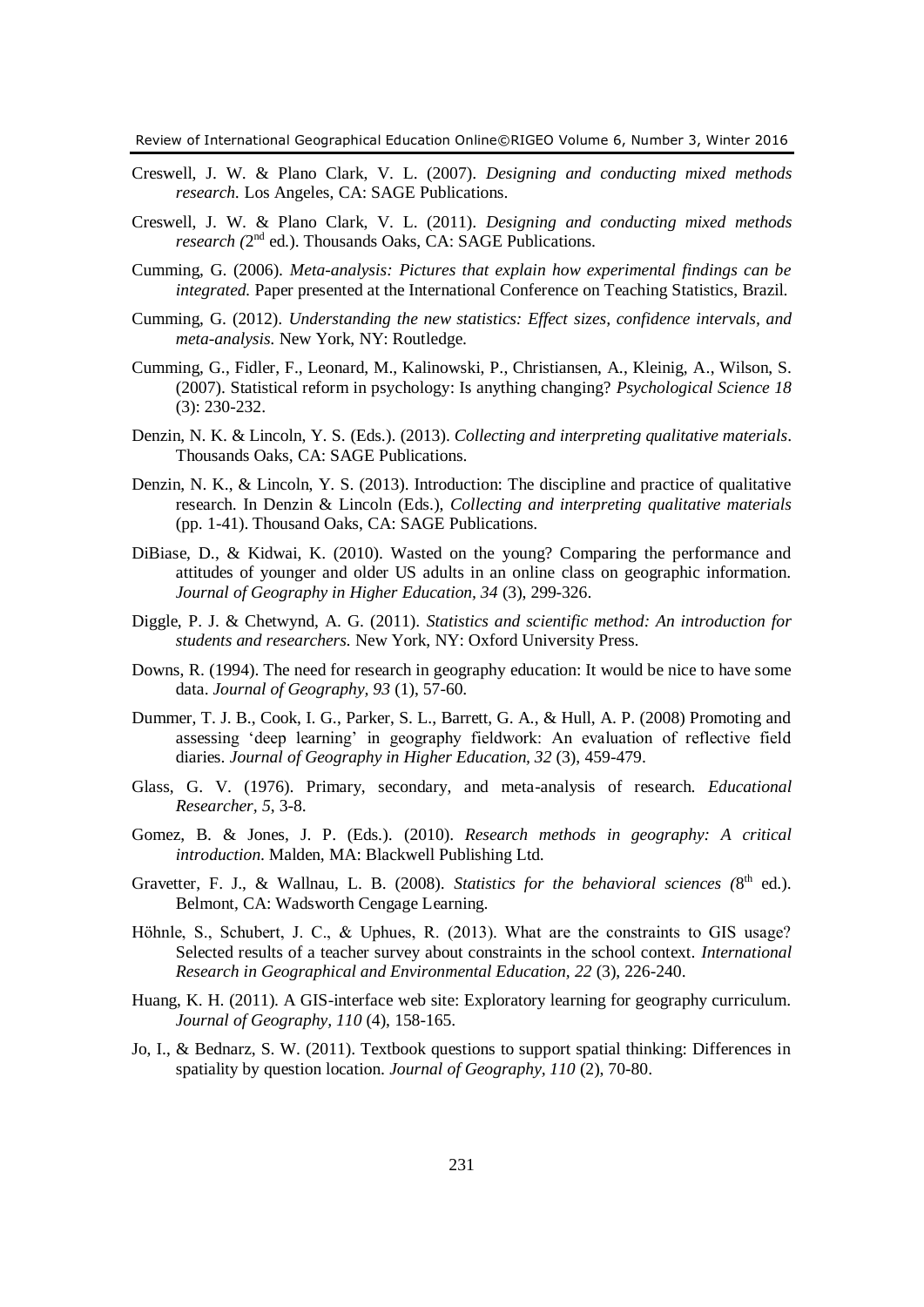Creswell, J. W. & Plano Clark, V. L. (2007). *Designing and conducting mixed methods research.* Los Angeles, CA: SAGE Publications.

Creswell, J. W. & Plano Clark, V. L. (2011). *Designing and conducting mixed methods research (*2nd ed.). Thousands Oaks, CA: SAGE Publications.

Cumming, G. (2006). *Meta-analysis: Pictures that explain how experimental findings can be integrated.* Paper presented at the International Conference on Teaching Statistics, Brazil.

Cumming, G. (2012). *Understanding the new statistics: Effect sizes, confidence intervals, and meta-analysis.* New York, NY: Routledge.

Cumming, G., Fidler, F., Leonard, M., Kalinowski, P., Christiansen, A., Kleinig, A., Wilson, S. (2007). Statistical reform in psychology: Is anything changing? *Psychological Science 18* (3): 230-232.

Denzin, N. K. & Lincoln, Y. S. (Eds.). (2013). *Collecting and interpreting qualitative materials*. Thousands Oaks, CA: SAGE Publications.

Denzin, N. K., & Lincoln, Y. S. (2013). Introduction: The discipline and practice of qualitative research. In Denzin & Lincoln (Eds.), *Collecting and interpreting qualitative materials* (pp. 1-41). Thousand Oaks, CA: SAGE Publications.

DiBiase, D., & Kidwai, K. (2010). Wasted on the young? Comparing the performance and attitudes of younger and older US adults in an online class on geographic information. *Journal of Geography in Higher Education, 34* (3), 299-326.

Diggle, P. J. & Chetwynd, A. G. (2011). *Statistics and scientific method: An introduction for students and researchers.* New York, NY: Oxford University Press.

Downs, R. (1994). The need for research in geography education: It would be nice to have some data. *Journal of Geography, 93* (1), 57-60.

Dummer, T. J. B., Cook, I. G., Parker, S. L., Barrett, G. A., & Hull, A. P. (2008) Promoting and assessing 'deep learning' in geography fieldwork: An evaluation of reflective field diaries. *Journal of Geography in Higher Education, 32* (3), 459-479.

Glass, G. V. (1976). Primary, secondary, and meta-analysis of research. *Educational Researcher, 5*, 3-8.

Gomez, B. & Jones, J. P. (Eds.). (2010). *Research methods in geography: A critical introduction.* Malden, MA: Blackwell Publishing Ltd.

Gravetter, F. J., & Wallnau, L. B. (2008). *Statistics for the behavioral sciences (*8th ed.). Belmont, CA: Wadsworth Cengage Learning.

Höhnle, S., Schubert, J. C., & Uphues, R. (2013). What are the constraints to GIS usage? Selected results of a teacher survey about constraints in the school context. *International Research in Geographical and Environmental Education, 22* (3), 226-240.

Huang, K. H. (2011). A GIS-interface web site: Exploratory learning for geography curriculum. *Journal of Geography, 110* (4), 158-165.

Jo, I., & Bednarz, S. W. (2011). Textbook questions to support spatial thinking: Differences in spatiality by question location. *Journal of Geography, 110* (2), 70-80.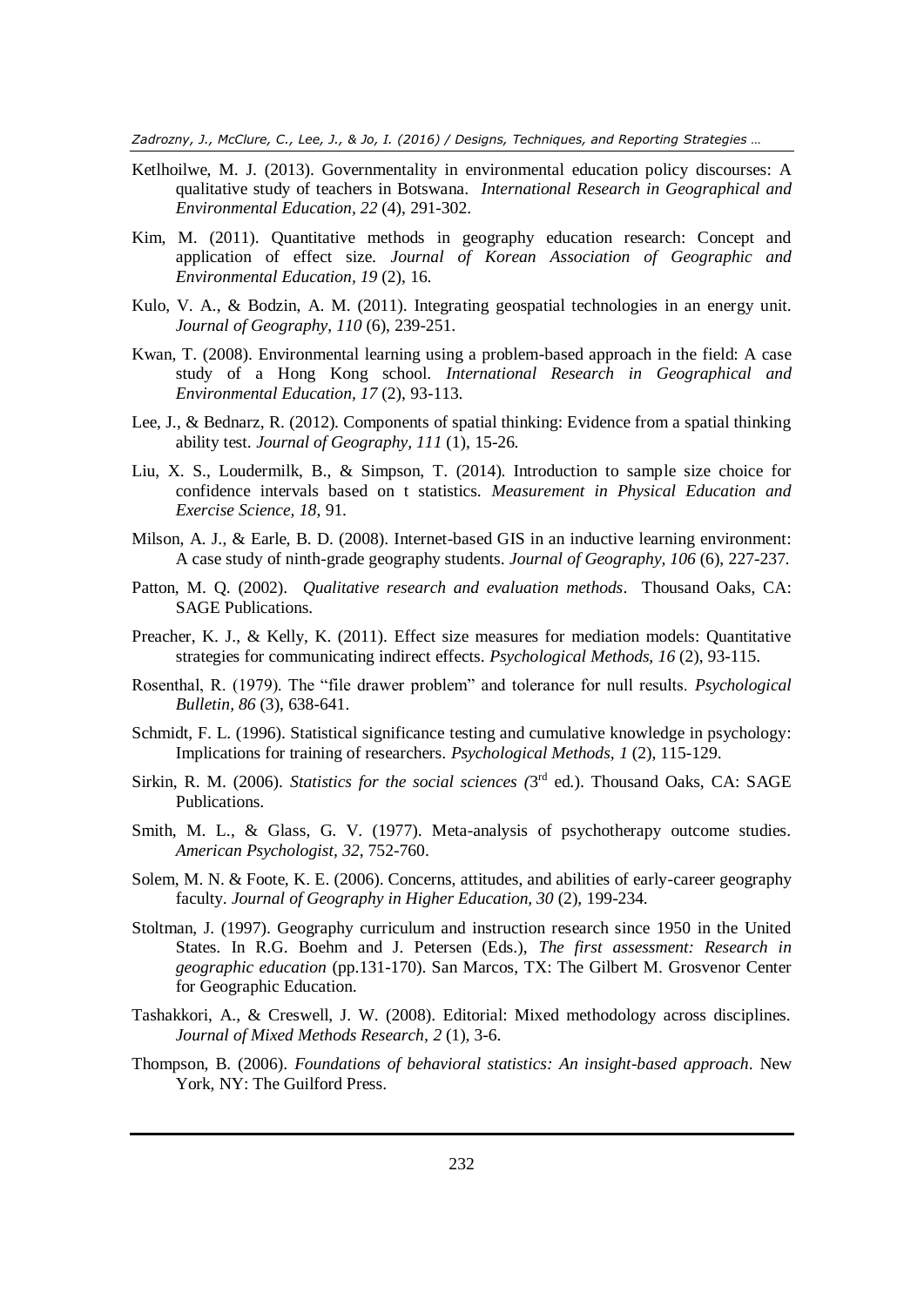Ketlhoilwe, M. J. (2013). Governmentality in environmental education policy discourses: A qualitative study of teachers in Botswana. *International Research in Geographical and Environmental Education, 22* (4), 291-302.

Kim, M. (2011). Quantitative methods in geography education research: Concept and application of effect size. *Journal of Korean Association of Geographic and Environmental Education, 19* (2), 16.

Kulo, V. A., & Bodzin, A. M. (2011). Integrating geospatial technologies in an energy unit. *Journal of Geography, 110* (6), 239-251.

Kwan, T. (2008). Environmental learning using a problem-based approach in the field: A case study of a Hong Kong school. *International Research in Geographical and Environmental Education, 17* (2), 93-113.

Lee, J., & Bednarz, R. (2012). Components of spatial thinking: Evidence from a spatial thinking ability test. *Journal of Geography, 111* (1), 15-26.

Liu, X. S., Loudermilk, B., & Simpson, T. (2014). Introduction to sample size choice for confidence intervals based on t statistics. *Measurement in Physical Education and Exercise Science, 18*, 91.

Milson, A. J., & Earle, B. D. (2008). Internet-based GIS in an inductive learning environment: A case study of ninth-grade geography students. *Journal of Geography, 106* (6), 227-237.

Patton, M. Q. (2002). *Qualitative research and evaluation methods*. Thousand Oaks, CA: SAGE Publications.

Preacher, K. J., & Kelly, K. (2011). Effect size measures for mediation models: Quantitative strategies for communicating indirect effects. *Psychological Methods, 16* (2), 93-115.

Rosenthal, R. (1979). The "file drawer problem" and tolerance for null results. *Psychological Bulletin, 86* (3), 638-641.

Schmidt, F. L. (1996). Statistical significance testing and cumulative knowledge in psychology: Implications for training of researchers. *Psychological Methods, 1* (2), 115-129.

Sirkin, R. M. (2006). *Statistics for the social sciences (*3rd ed.). Thousand Oaks, CA: SAGE Publications.

Smith, M. L., & Glass, G. V. (1977). Meta-analysis of psychotherapy outcome studies. *American Psychologist, 32*, 752-760.

Solem, M. N. & Foote, K. E. (2006). Concerns, attitudes, and abilities of early-career geography faculty. *Journal of Geography in Higher Education, 30* (2), 199-234.

Stoltman, J. (1997). Geography curriculum and instruction research since 1950 in the United States. In R.G. Boehm and J. Petersen (Eds.), *The first assessment: Research in geographic education* (pp.131-170). San Marcos, TX: The Gilbert M. Grosvenor Center for Geographic Education.

Tashakkori, A., & Creswell, J. W. (2008). Editorial: Mixed methodology across disciplines. *Journal of Mixed Methods Research, 2* (1), 3-6.

Thompson, B. (2006). *Foundations of behavioral statistics: An insight-based approach*. New York, NY: The Guilford Press.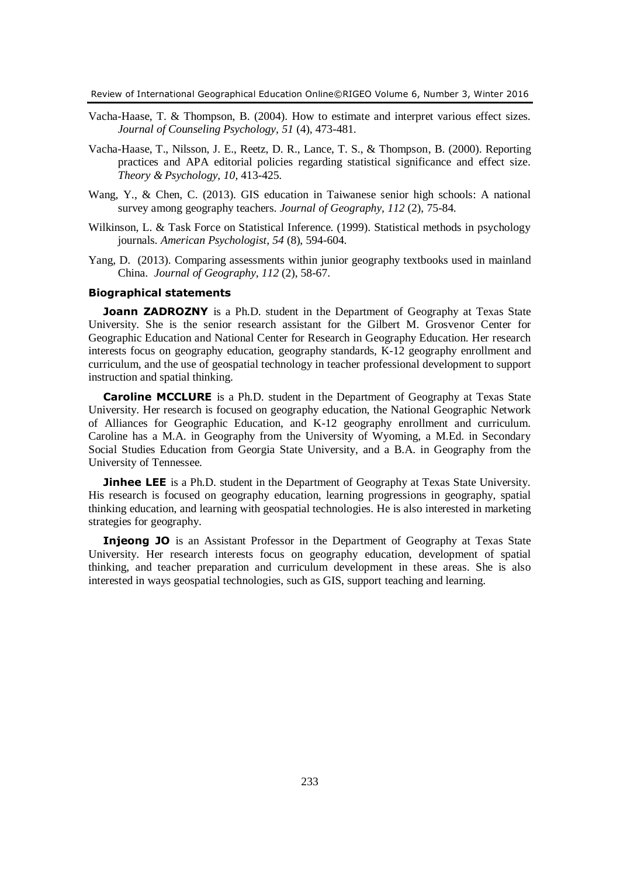Vacha-Haase, T. & Thompson, B. (2004). How to estimate and interpret various effect sizes. *Journal of Counseling Psychology, 51* (4), 473-481.

Vacha-Haase, T., Nilsson, J. E., Reetz, D. R., Lance, T. S., & Thompson, B. (2000). Reporting practices and APA editorial policies regarding statistical significance and effect size. *Theory & Psychology, 10*, 413-425.

Wang, Y., & Chen, C. (2013). GIS education in Taiwanese senior high schools: A national survey among geography teachers. *Journal of Geography, 112* (2), 75-84.

Wilkinson, L. & Task Force on Statistical Inference. (1999). Statistical methods in psychology journals. *American Psychologist, 54* (8), 594-604.

Yang, D. (2013). Comparing assessments within junior geography textbooks used in mainland China. *Journal of Geography, 112* (2), 58-67.

### Biographical statements

**Joann ZADROZNY** is a Ph.D. student in the Department of Geography at Texas State University. She is the senior research assistant for the Gilbert M. Grosvenor Center for Geographic Education and National Center for Research in Geography Education. Her research interests focus on geography education, geography standards, K-12 geography enrollment and curriculum, and the use of geospatial technology in teacher professional development to support instruction and spatial thinking.

**Caroline MCCLURE** is a Ph.D. student in the Department of Geography at Texas State University. Her research is focused on geography education, the National Geographic Network of Alliances for Geographic Education, and K-12 geography enrollment and curriculum. Caroline has a M.A. in Geography from the University of Wyoming, a M.Ed. in Secondary Social Studies Education from Georgia State University, and a B.A. in Geography from the University of Tennessee.

**Jinhee LEE** is a Ph.D. student in the Department of Geography at Texas State University. His research is focused on geography education, learning progressions in geography, spatial thinking education, and learning with geospatial technologies. He is also interested in marketing strategies for geography.

**Injeong JO** is an Assistant Professor in the Department of Geography at Texas State University. Her research interests focus on geography education, development of spatial thinking, and teacher preparation and curriculum development in these areas. She is also interested in ways geospatial technologies, such as GIS, support teaching and learning.